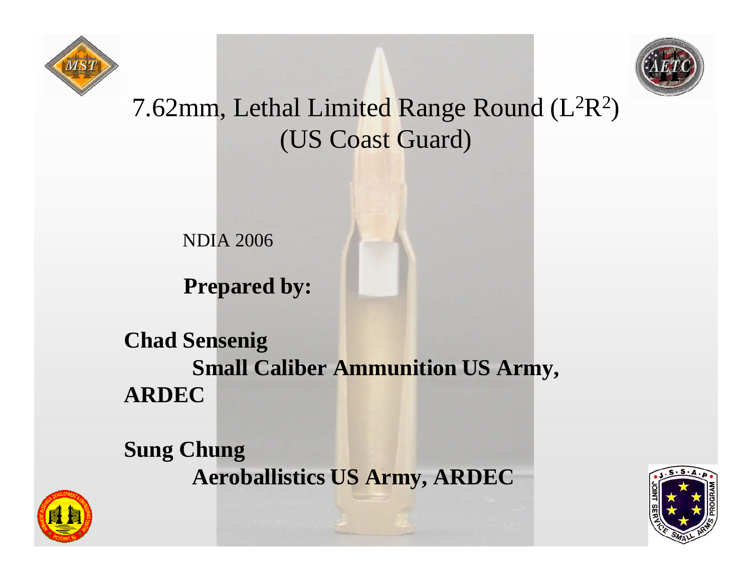# 7.62mm, Lethal Limited Range Round ($L^2R^2$) (US Coast Guard)

NDIA 2006

**Prepared by:**

**Chad Sensenig**
**Small Caliber Ammunition US Army, ARDEC**

**Sung Chung**
**Aeroballistics US Army, ARDEC**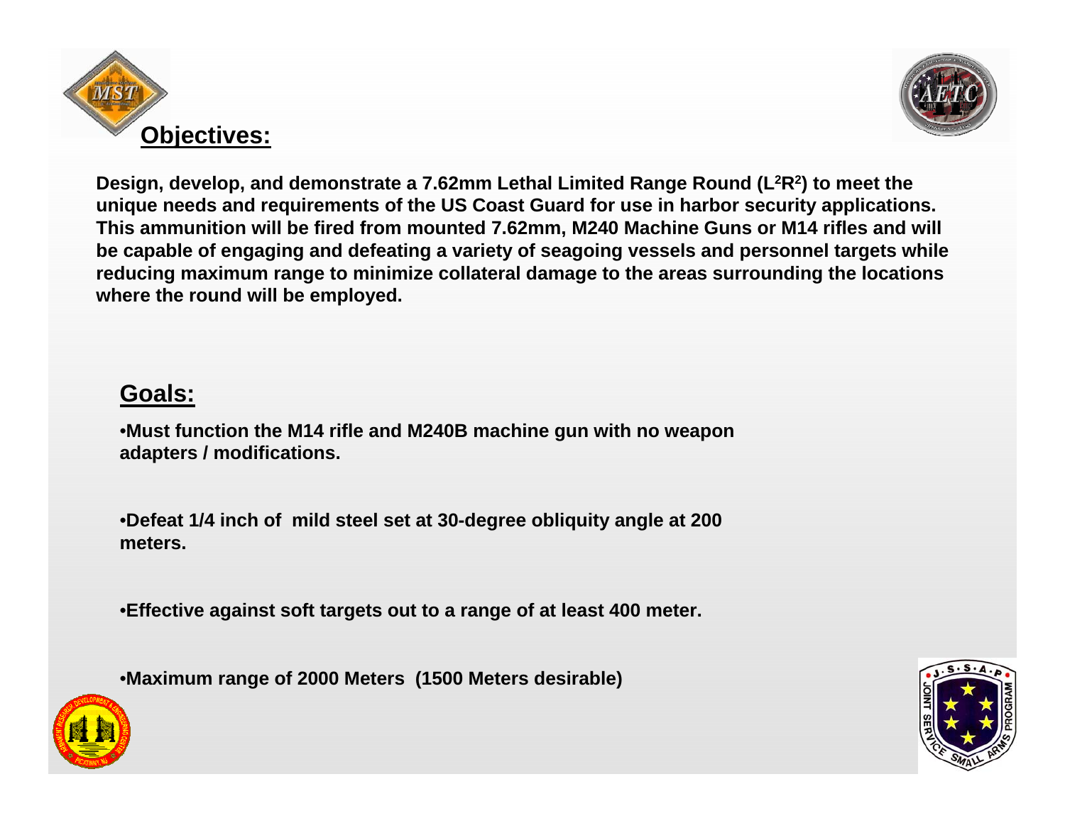## Objectives:

**Design, develop, and demonstrate a 7.62mm Lethal Limited Range Round ($L^2R^2$) to meet the unique needs and requirements of the US Coast Guard for use in harbor security applications. This ammunition will be fired from mounted 7.62mm, M240 Machine Guns or M14 rifles and will be capable of engaging and defeating a variety of seagoing vessels and personnel targets while reducing maximum range to minimize collateral damage to the areas surrounding the locations where the round will be employed.**

## Goals:

- **Must function the M14 rifle and M240B machine gun with no weapon adapters / modifications.**
- **Defeat 1/4 inch of mild steel set at 30-degree obliquity angle at 200 meters.**
- **Effective against soft targets out to a range of at least 400 meter.**
- **Maximum range of 2000 Meters (1500 Meters desirable)**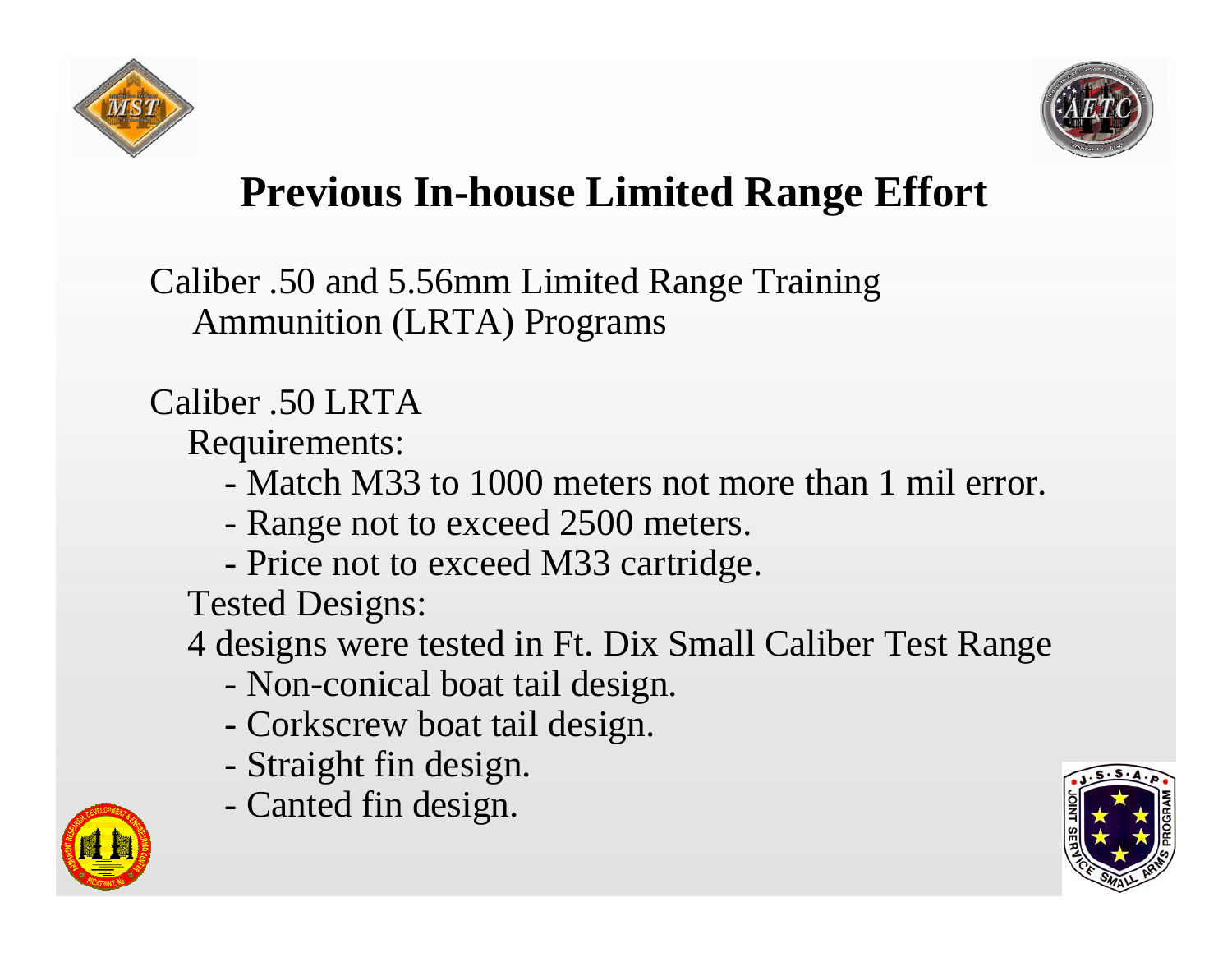# Previous In-house Limited Range Effort

Caliber .50 and 5.56mm Limited Range Training Ammunition (LRTA) Programs

Caliber .50 LRTA

Requirements:

- Match M33 to 1000 meters not more than 1 mil error.
- Range not to exceed 2500 meters.
- Price not to exceed M33 cartridge.

Tested Designs:

4 designs were tested in Ft. Dix Small Caliber Test Range

- Non-conical boat tail design.
- Corkscrew boat tail design.
- Straight fin design.
- Canted fin design.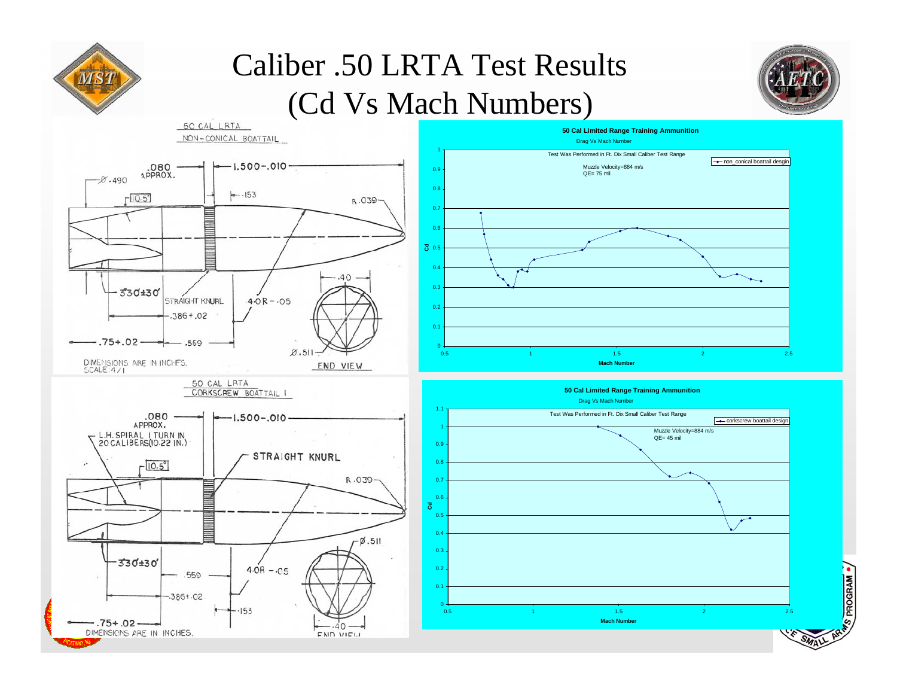# Caliber .50 LRTA Test Results (Cd Vs Mach Numbers)

**50 CAL LRTA — NON-CONICAL BOATTAIL**

.080 APPROX.; Ø.490; 1.500-.010; 10.5°; .153; R.039; 3°30'±30'; STRAIGHT KNURL; 4.0R-.05; .386+.02; .75+.02; .559; .40; Ø.511; END VIEW

DIMENSIONS ARE IN INCHES.
SCALE 4/1

**50 Cal Limited Range Training Ammunition**

Drag Vs Mach Number

Test Was Performed in Ft. Dix Small Caliber Test Range

Muzzle Velocity=884 m/s
QE= 75 mil

Legend: non_conical boattail desgin

Axes: Cd (0 – 1); Mach Number (0.5 – 2.5)

**50 CAL LRTA — CORKSCREW BOATTAIL I**

.080 APPROX.; L.H. SPIRAL 1 TURN IN 20 CALIBERS(10.22 IN.); 1.500-.010; STRAIGHT KNURL; 10.5°; R.039; Ø.511; 3°30'±30'; .559; 4.0R-.05; .386+.02; .153; .75+.02; .40; END VIEW

DIMENSIONS ARE IN INCHES.

**50 Cal Limited Range Training Ammunition**

Drag Vs Mach Number

Test Was Performed in Ft. Dix Small Caliber Test Range

Muzzle Velocity=884 m/s
QE= 45 mil

Legend: corkscrew boattail design

Axes: Cd (0 – 1.1); Mach Number (0.5 – 2.5)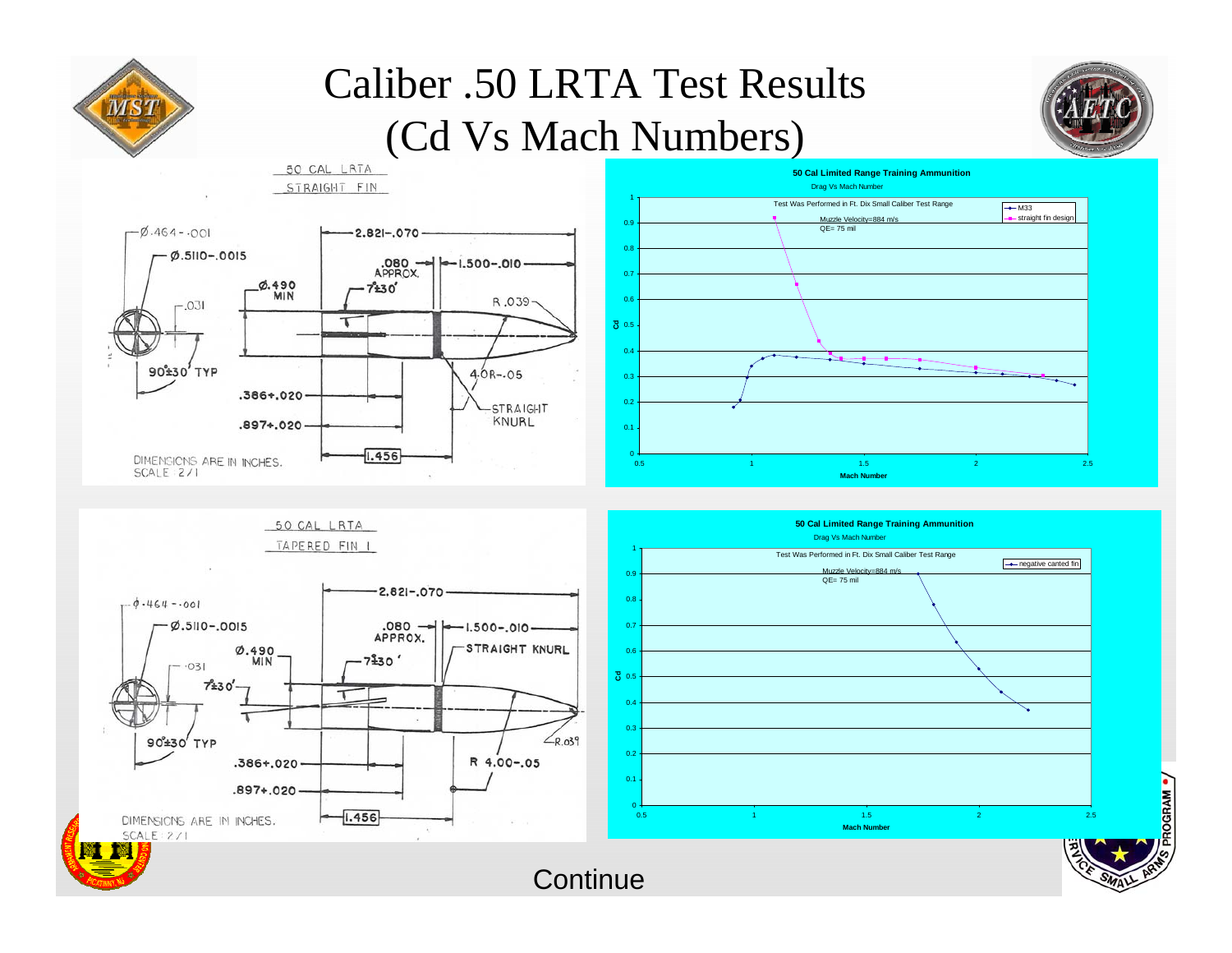# Caliber .50 LRTA Test Results (Cd Vs Mach Numbers)

**50 CAL LRTA — STRAIGHT FIN**

- Ø.464-.001
- Ø.5110-.0015
- Ø.490 MIN
- .031
- 90°±30' TYP
- 2.821-.070
- .080 APPROX.
- 7°±30'
- 1.500-.010
- R .039
- 4.0R-.05
- STRAIGHT KNURL
- .386+.020
- .897+.020
- 1.456

DIMENSIONS ARE IN INCHES. SCALE 2/1

**50 Cal Limited Range Training Ammunition**

Drag Vs Mach Number

Test Was Performed in Ft. Dix Small Caliber Test Range

Muzzle Velocity=884 m/s

QE= 75 mil

Legend: M33; straight fin design

Axes: Cd (0–1); Mach Number (0.5–2.5)

**50 CAL LRTA — TAPERED FIN I**

- ϕ.464-.001
- Ø.5110-.0015
- Ø.490 MIN
- .031
- 7°±30'
- 90°±30' TYP
- 2.821-.070
- .080 APPROX.
- 7°±30'
- 1.500-.010
- STRAIGHT KNURL
- R.039
- R 4.00-.05
- .386+.020
- .897+.020
- 1.456

DIMENSIONS ARE IN INCHES. SCALE 2/1

**50 Cal Limited Range Training Ammunition**

Drag Vs Mach Number

Test Was Performed in Ft. Dix Small Caliber Test Range

Muzzle Velocity=884 m/s

QE= 75 mil

Legend: negative canted fin

Axes: Cd (0–1); Mach Number (0.5–2.5)

Continue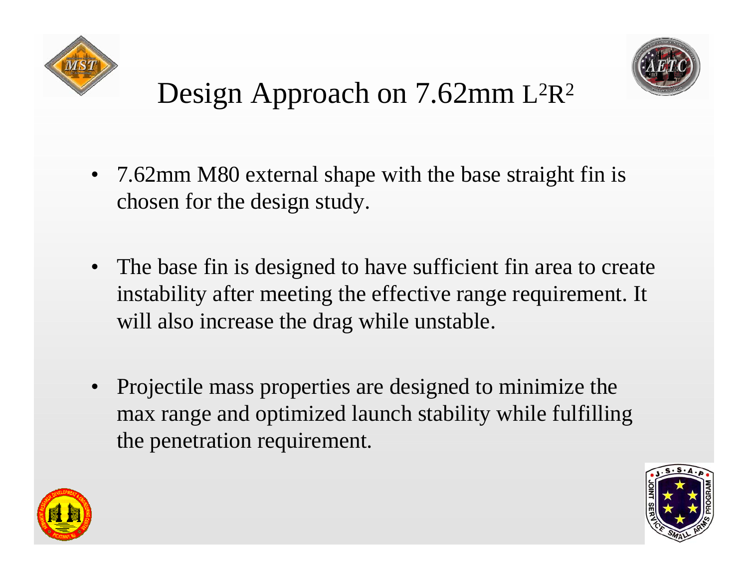# Design Approach on 7.62mm $L^2R^2$

- 7.62mm M80 external shape with the base straight fin is chosen for the design study.
- The base fin is designed to have sufficient fin area to create instability after meeting the effective range requirement. It will also increase the drag while unstable.
- Projectile mass properties are designed to minimize the max range and optimized launch stability while fulfilling the penetration requirement.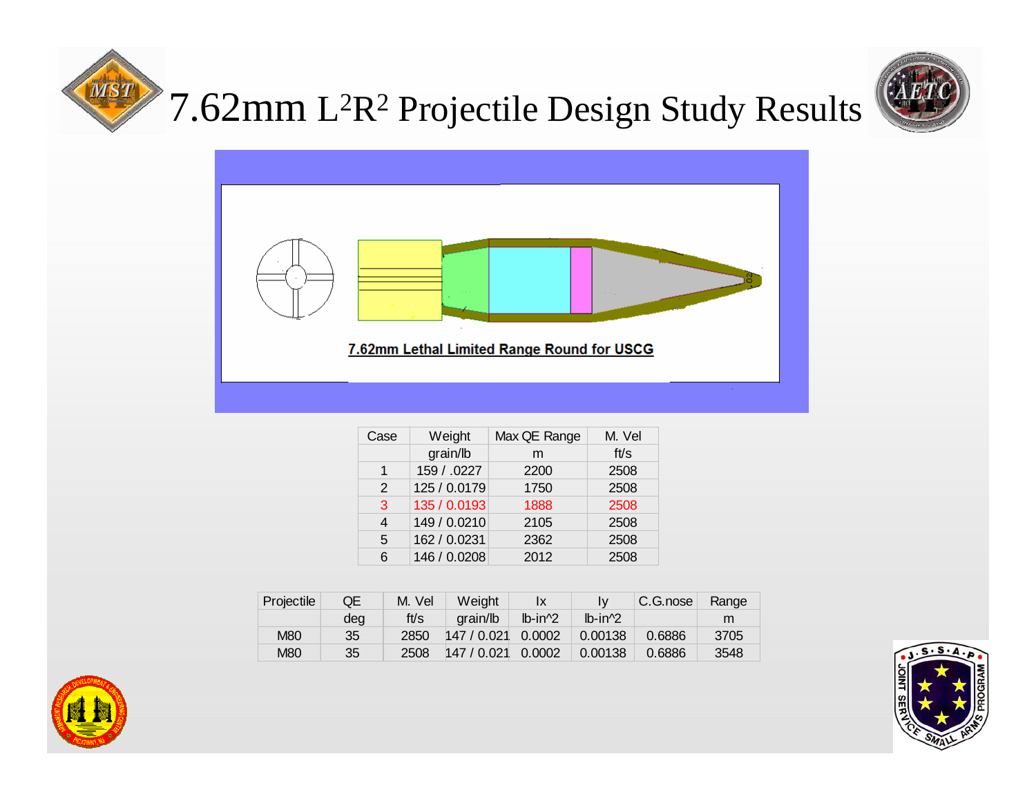# 7.62mm $L^2R^2$ Projectile Design Study Results

7.62mm Lethal Limited Range Round for USCG

| Case | Weight | Max QE Range | M. Vel |
|---|---|---|---|
| | grain/lb | m | ft/s |
| 1 | 159 / .0227 | 2200 | 2508 |
| 2 | 125 / 0.0179 | 1750 | 2508 |
| 3 | 135 / 0.0193 | 1888 | 2508 |
| 4 | 149 / 0.0210 | 2105 | 2508 |
| 5 | 162 / 0.0231 | 2362 | 2508 |
| 6 | 146 / 0.0208 | 2012 | 2508 |

| Projectile | QE | M. Vel | Weight | Ix | Iy | C.G.nose | Range |
|---|---|---|---|---|---|---|---|
| | deg | ft/s | grain/lb | lb-in^2 | lb-in^2 | | m |
| M80 | 35 | 2850 | 147 / 0.021 | 0.0002 | 0.00138 | 0.6886 | 3705 |
| M80 | 35 | 2508 | 147 / 0.021 | 0.0002 | 0.00138 | 0.6886 | 3548 |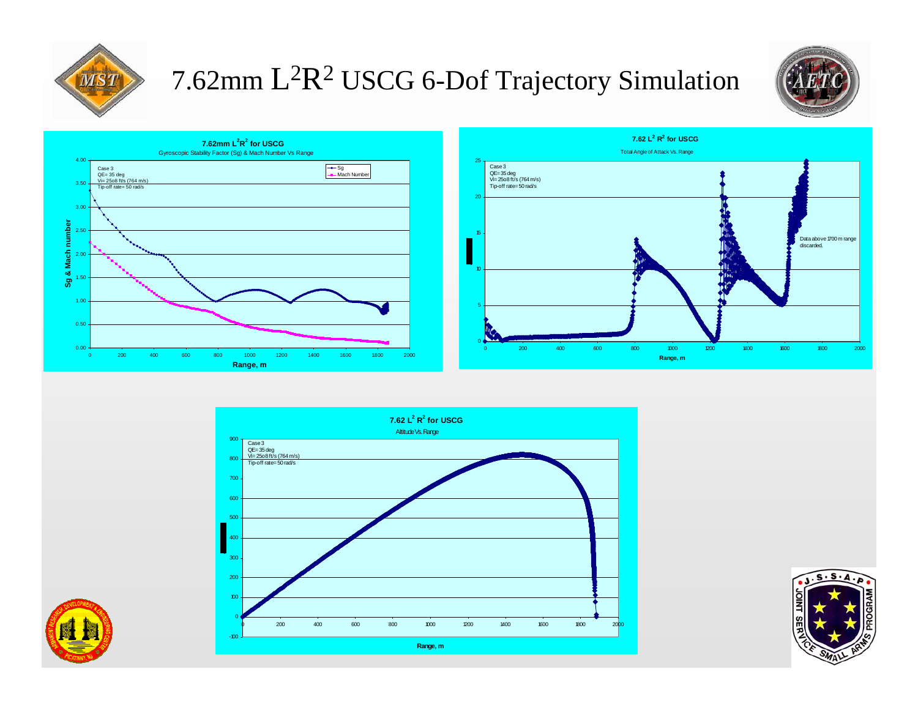# 7.62mm $L^2R^2$ USCG 6-Dof Trajectory Simulation

**7.62mm $L^2R^2$ for USCG**

Gyroscopic Stability Factor (Sg) & Mach Number Vs Range

Case 3
QE= 35 deg
Vi= 2508 ft/s (764 m/s)
Tip-off rate= 50 rad/s

Legend: Sg, Mach Number

Y-axis: Sg & Mach number
X-axis: Range, m

**7.62 $L^2R^2$ for USCG**

Total Angle of Attack Vs. Range

Case 3
QE= 35 deg
Vi= 2508 ft/s (764 m/s)
Tip-off rate= 50 rad/s

Data above 1700 m range discarded.

X-axis: Range, m

**7.62 $L^2R^2$ for USCG**

Altitude Vs. Range

Case 3
QE= 35 deg
Vi= 2508 ft/s (764 m/s)
Tip-off rate= 50 rad/s

X-axis: Range, m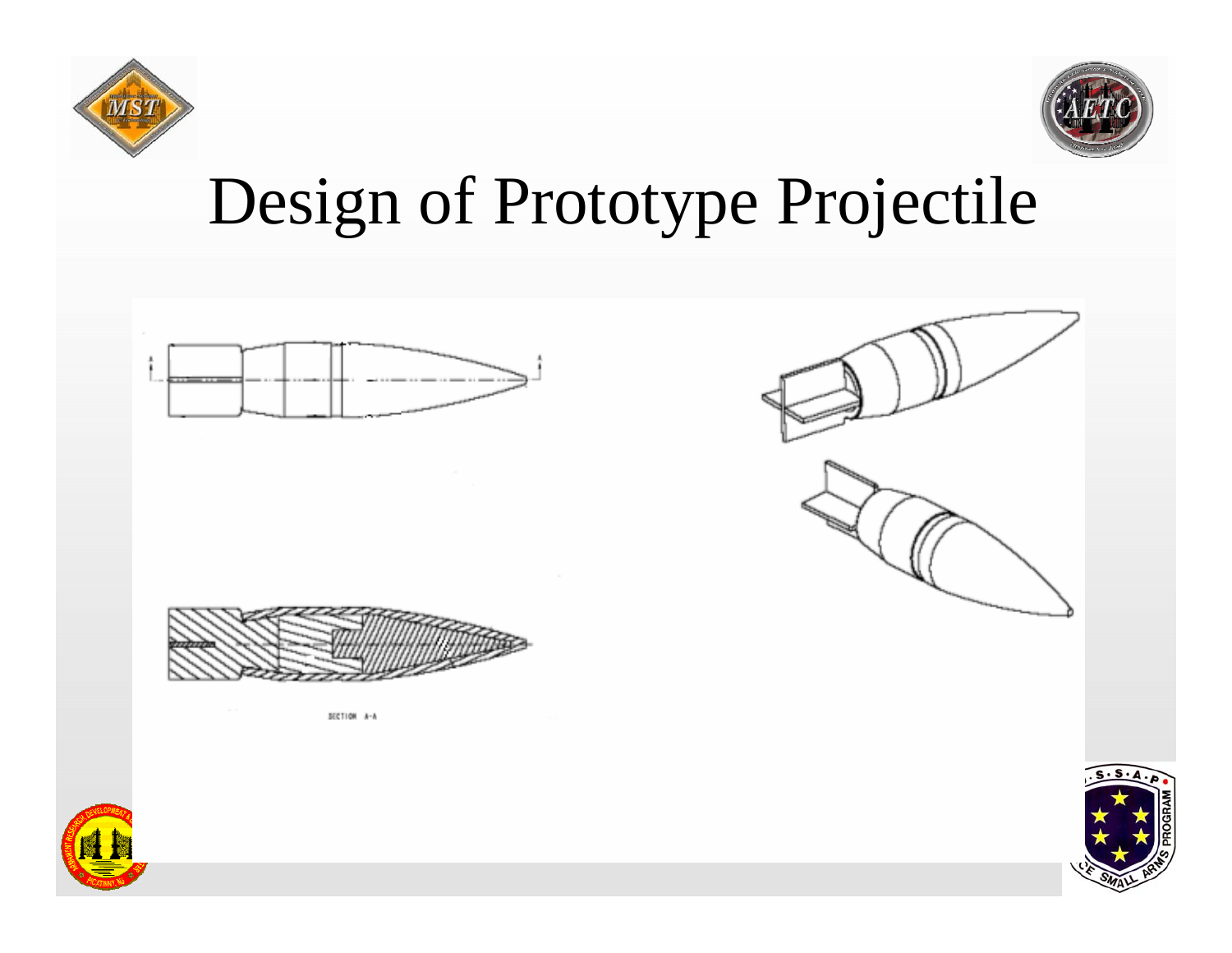# Design of Prototype Projectile

SECTION A-A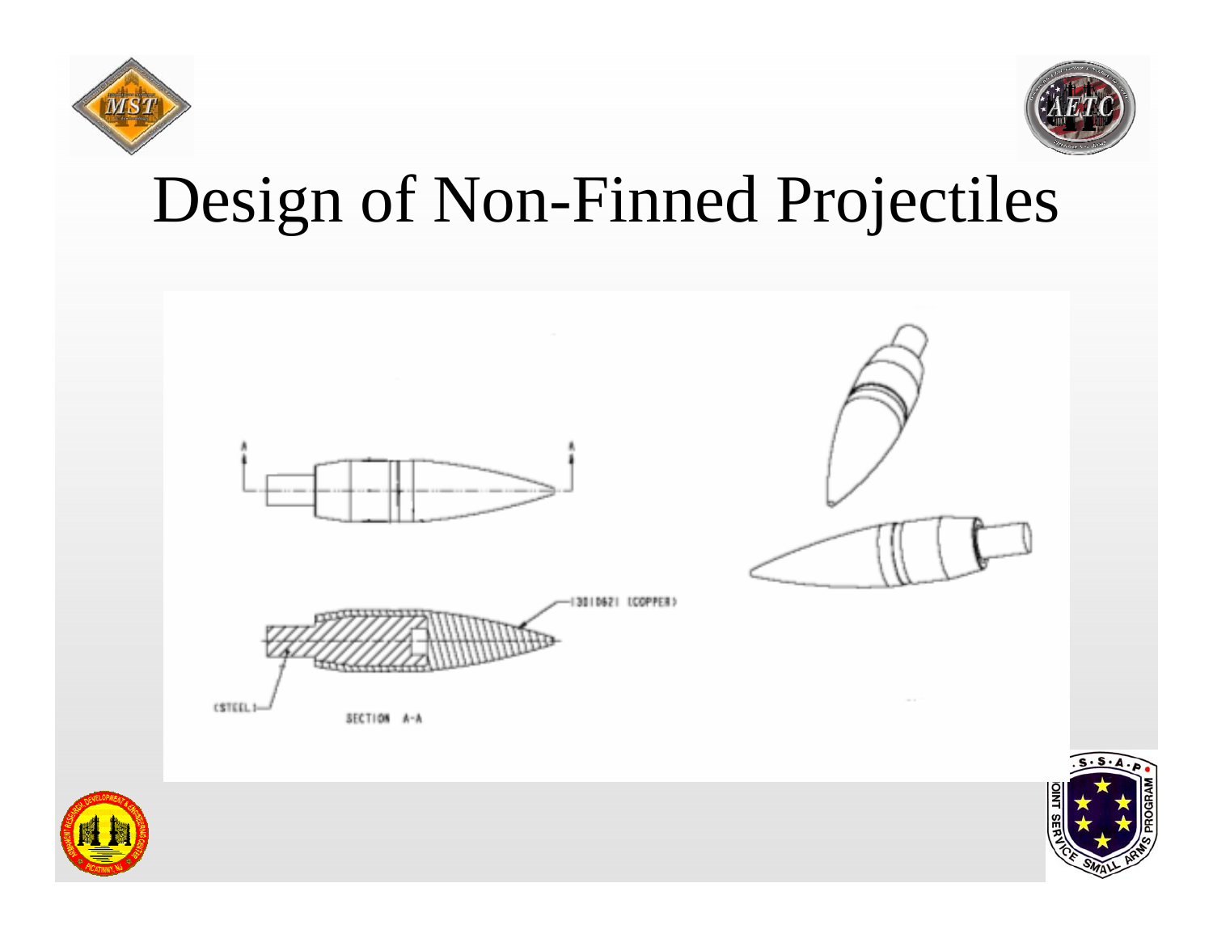# Design of Non-Finned Projectiles

(3010621 (COPPER)

(STEEL)

SECTION A-A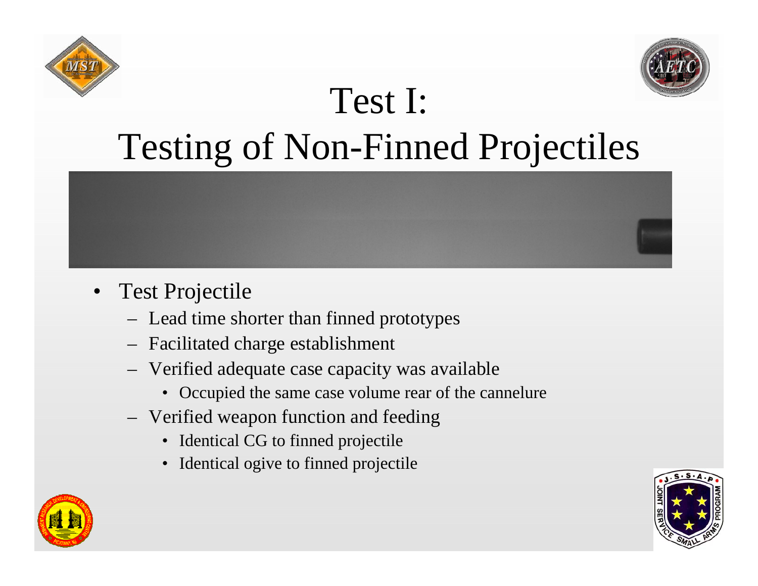# Test I:
# Testing of Non-Finned Projectiles

- Test Projectile
  - Lead time shorter than finned prototypes
  - Facilitated charge establishment
  - Verified adequate case capacity was available
    - Occupied the same case volume rear of the cannelure
  - Verified weapon function and feeding
    - Identical CG to finned projectile
    - Identical ogive to finned projectile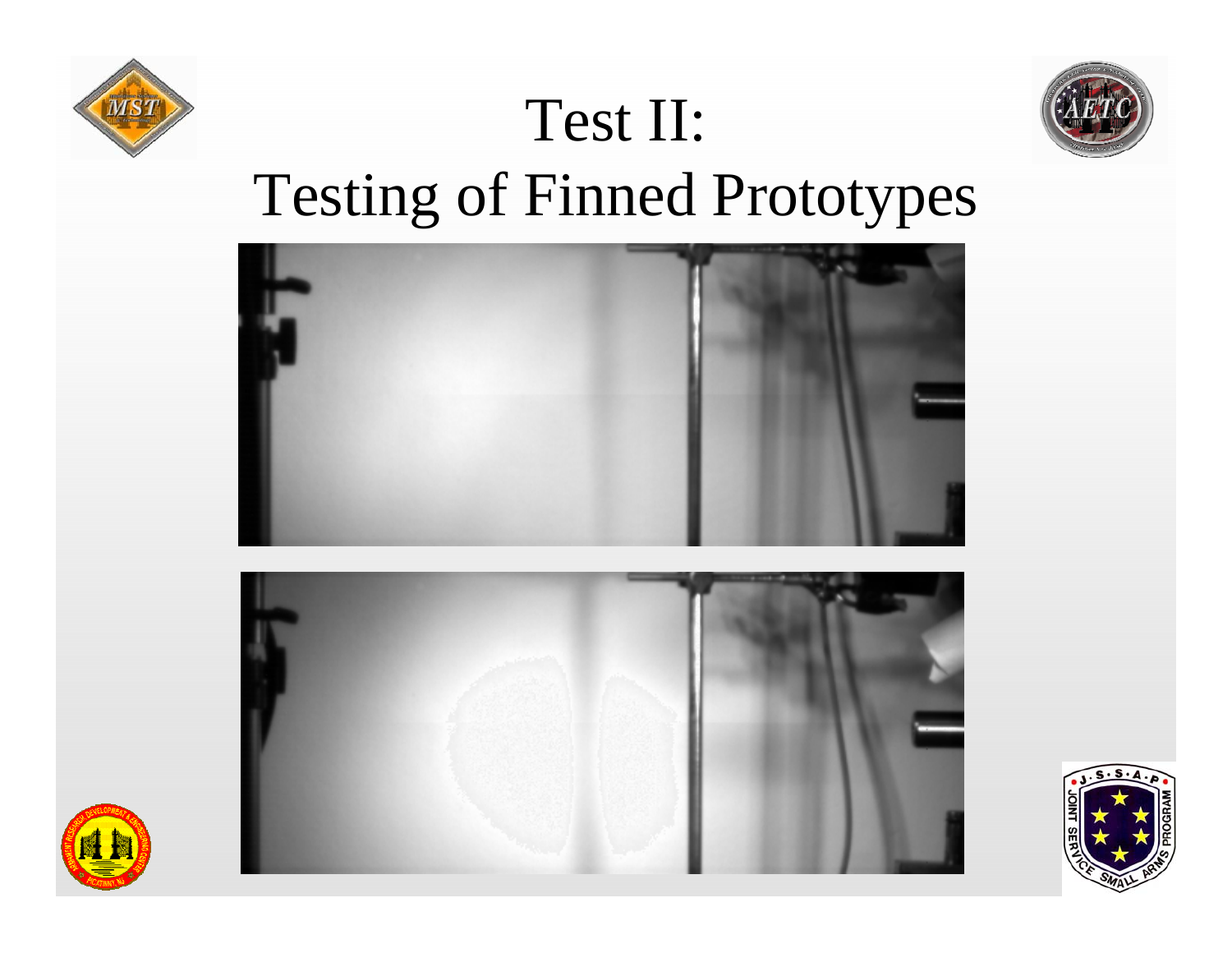# Test II: Testing of Finned Prototypes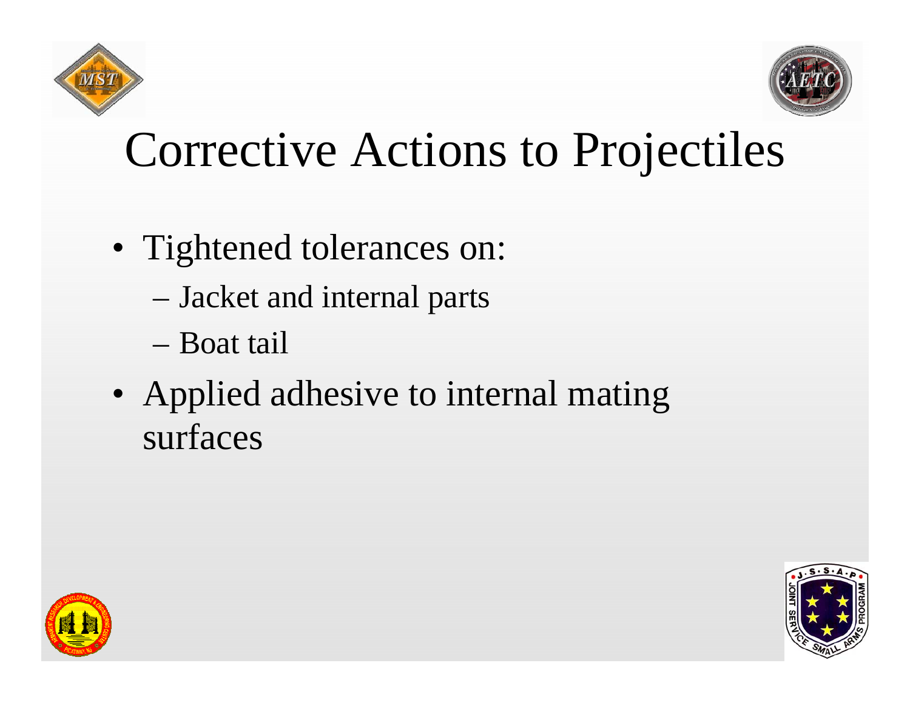# Corrective Actions to Projectiles

- Tightened tolerances on:
  - Jacket and internal parts
  - Boat tail
- Applied adhesive to internal mating surfaces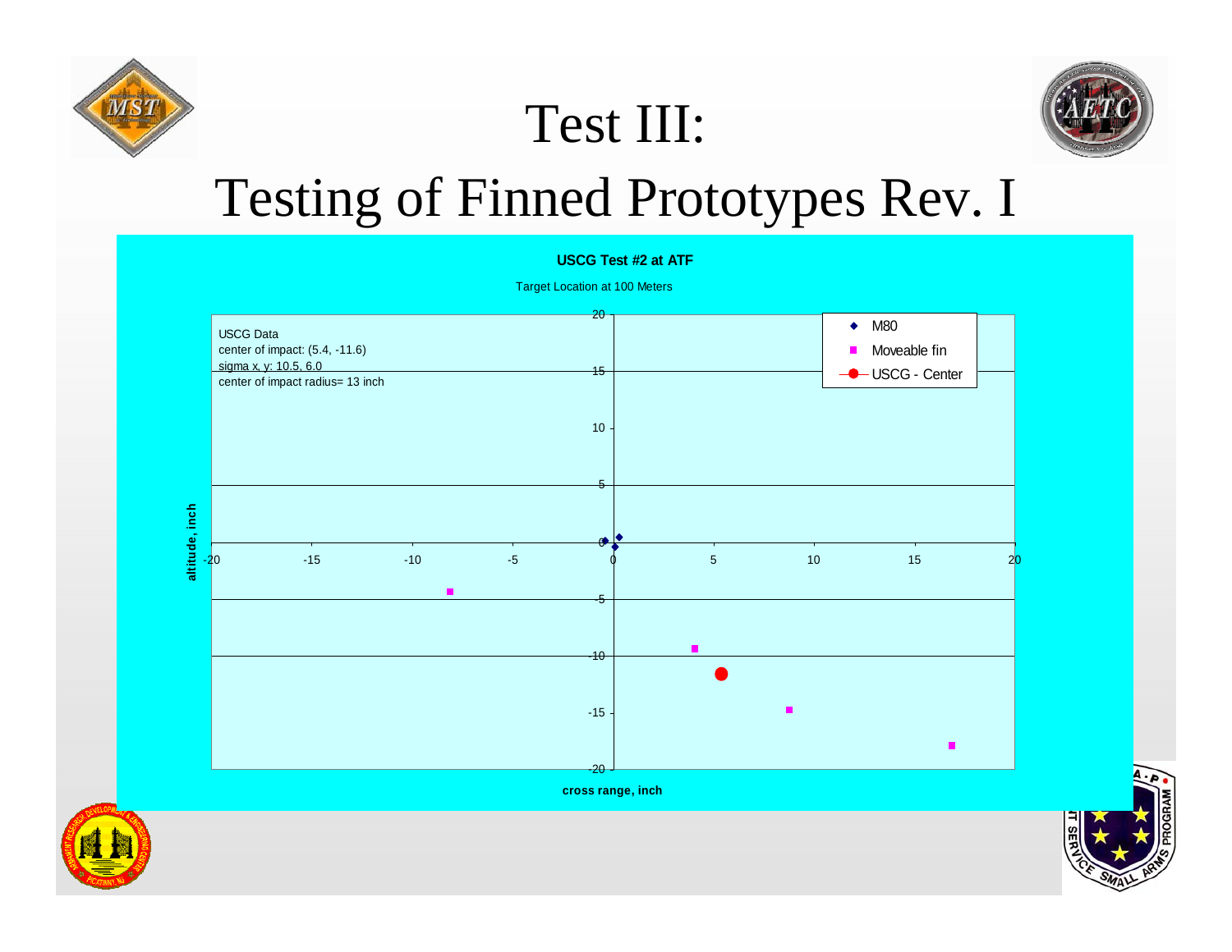# Test III:

# Testing of Finned Prototypes Rev. I

**USCG Test #2 at ATF**

Target Location at 100 Meters

USCG Data
center of impact: (5.4, -11.6)
sigma x, y: 10.5, 6.0
center of impact radius= 13 inch

Legend: M80; Moveable fin; USCG - Center

altitude, inch

cross range, inch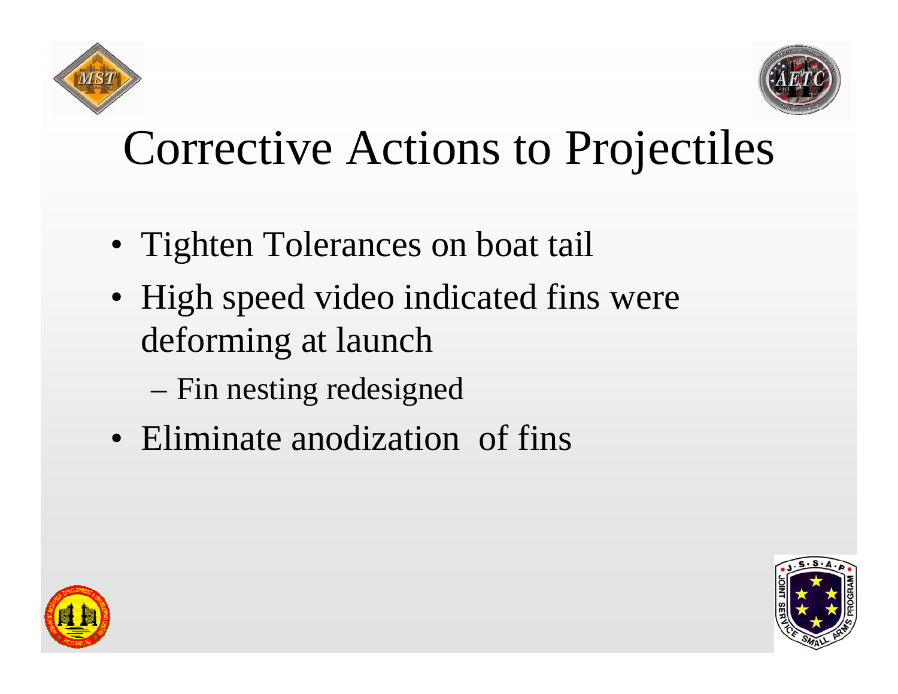# Corrective Actions to Projectiles

- Tighten Tolerances on boat tail
- High speed video indicated fins were deforming at launch
  - Fin nesting redesigned
- Eliminate anodization of fins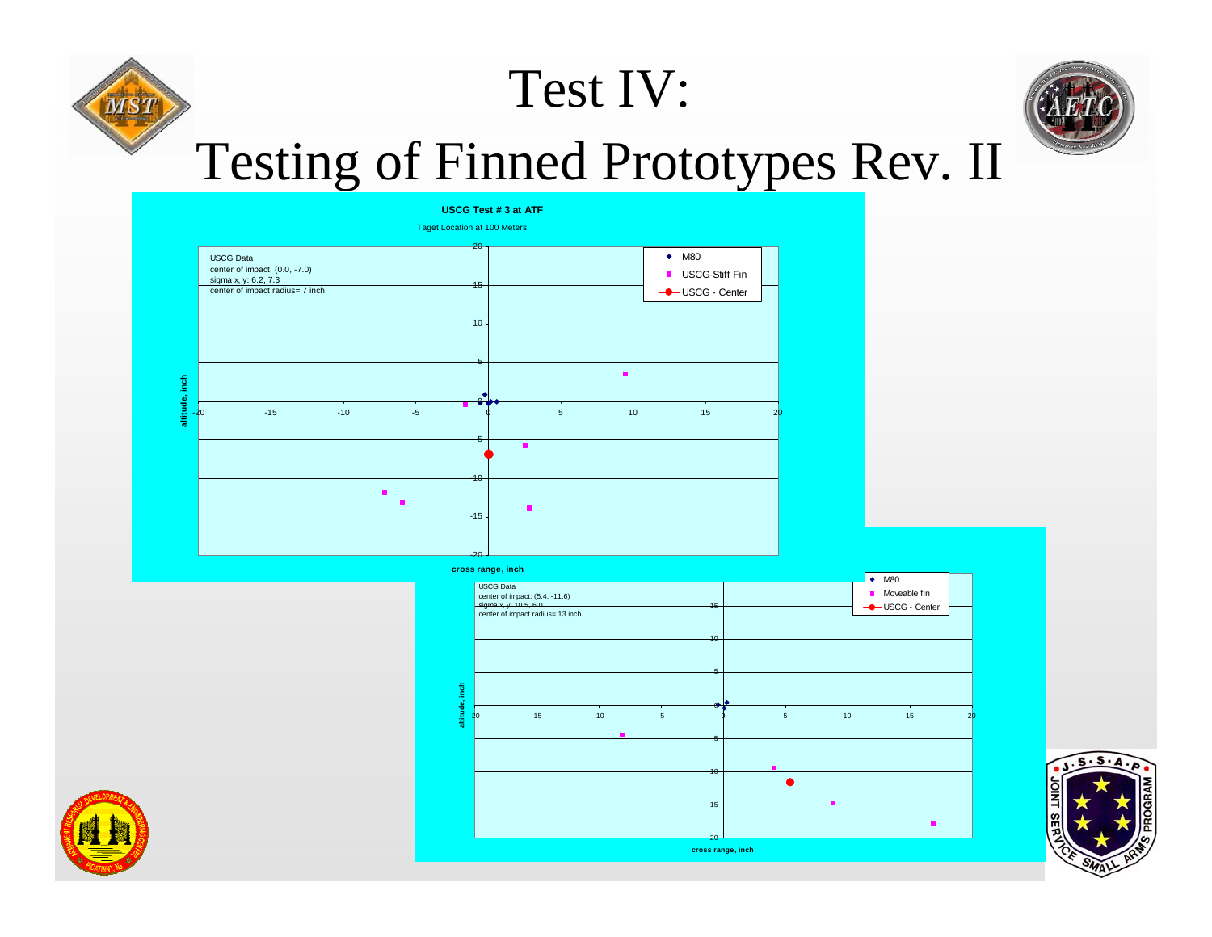# Test IV: Testing of Finned Prototypes Rev. II

**USCG Test # 3 at ATF**

Taget Location at 100 Meters

USCG Data
center of impact: (0.0, -7.0)
sigma x, y: 6.2, 7.3
center of impact radius= 7 inch

Legend: M80, USCG-Stiff Fin, USCG - Center

altitude, inch

cross range, inch

USCG Data
center of impact: (5.4, -11.6)
sigma x, y: 10.5, 6.0
center of impact radius= 13 inch

Legend: M80, Moveable fin, USCG - Center

altitude, inch

cross range, inch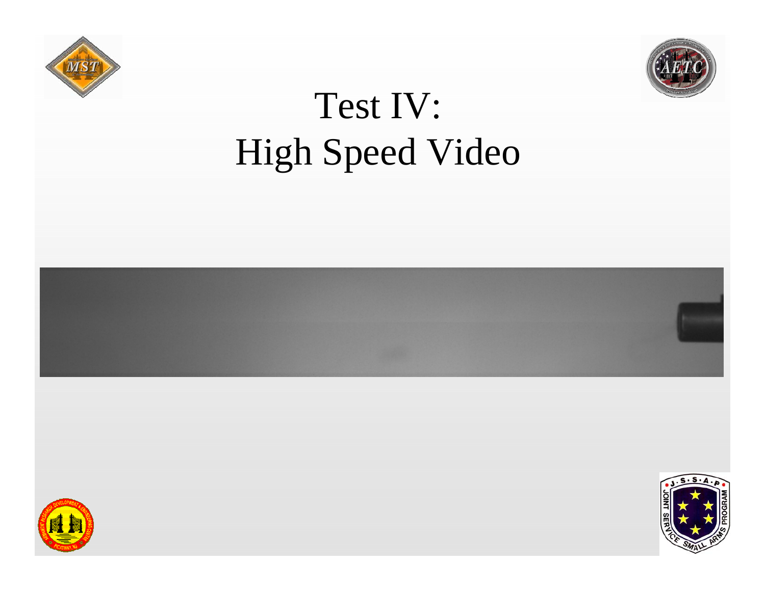# Test IV: High Speed Video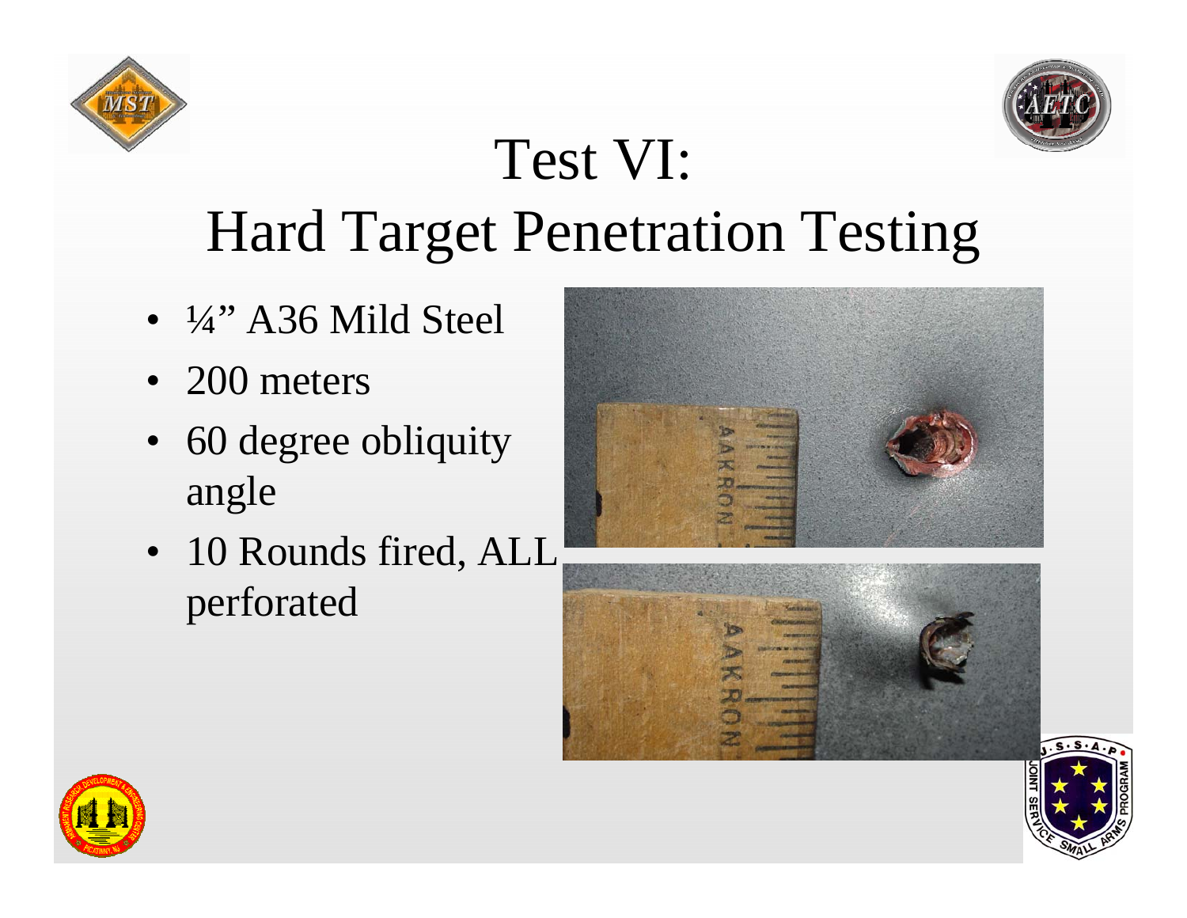# Test VI:
# Hard Target Penetration Testing

- ¼" A36 Mild Steel
- 200 meters
- 60 degree obliquity angle
- 10 Rounds fired, ALL perforated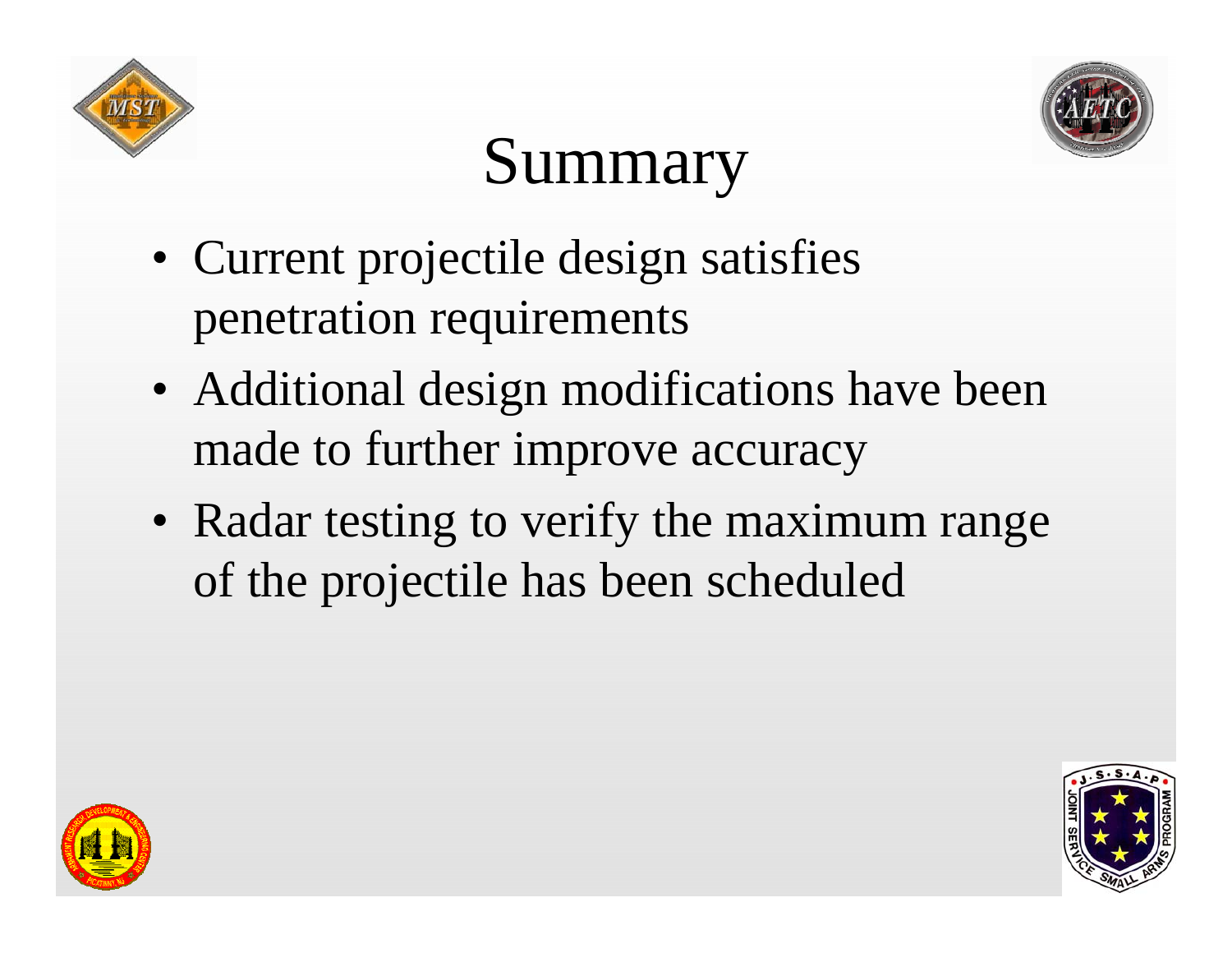# Summary

- Current projectile design satisfies penetration requirements
- Additional design modifications have been made to further improve accuracy
- Radar testing to verify the maximum range of the projectile has been scheduled